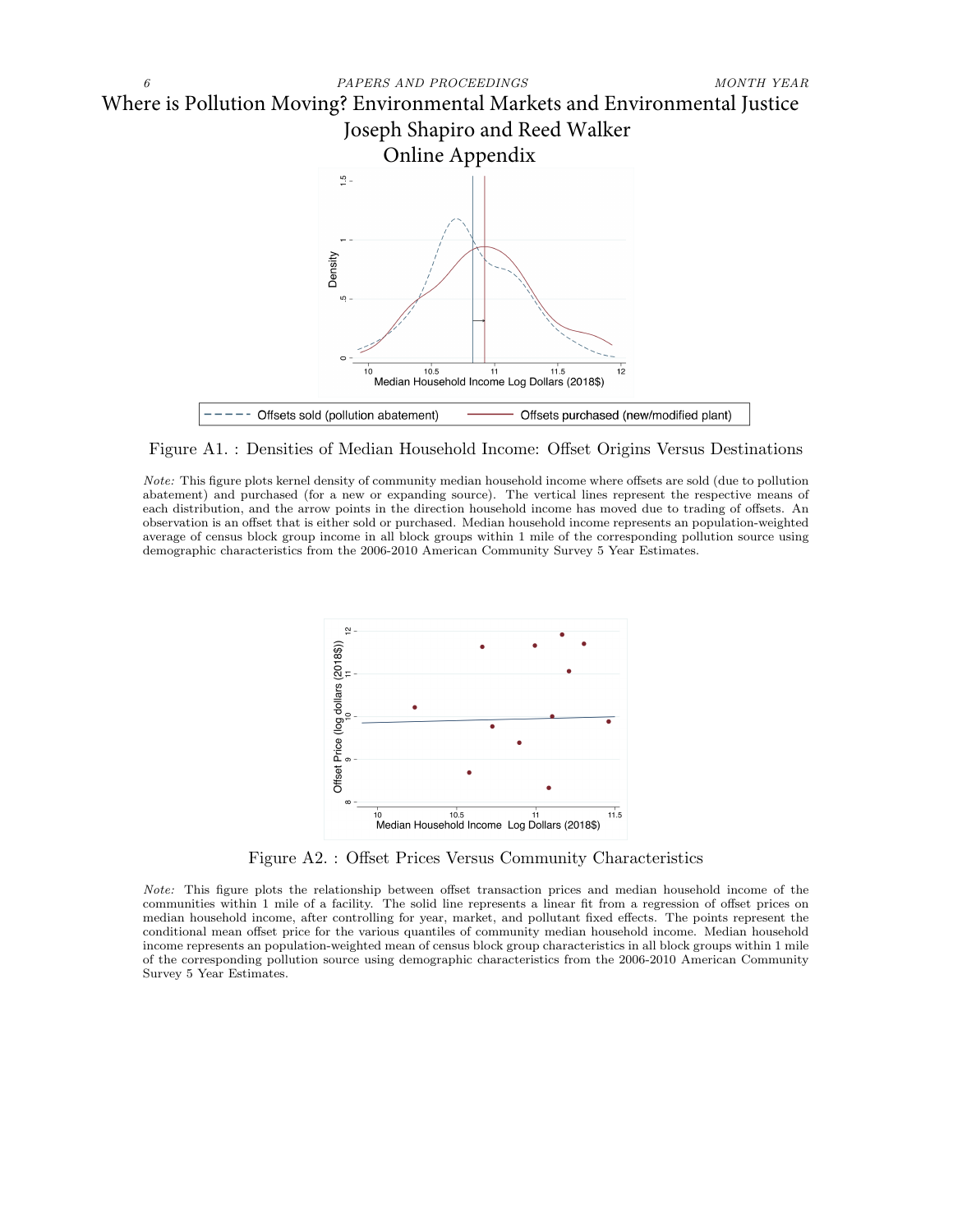# Where is Pollution Moving? Environmental Markets and Environmental Justice

Joseph Shapiro and Reed Walker

## Online Appendix

Figure A1. : Densities of Median Household Income: Offset Origins Versus Destinations

*Note:* This figure plots kernel density of community median household income where offsets are sold (due to pollution abatement) and purchased (for a new or expanding source). The vertical lines represent the respective means of each distribution, and the arrow points in the direction household income has moved due to trading of offsets. An observation is an offset that is either sold or purchased. Median household income represents an population-weighted average of census block group income in all block groups within 1 mile of the corresponding pollution source using demographic characteristics from the 2006-2010 American Community Survey 5 Year Estimates.

Figure A2. : Offset Prices Versus Community Characteristics

*Note:* This figure plots the relationship between offset transaction prices and median household income of the communities within 1 mile of a facility. The solid line represents a linear fit from a regression of offset prices on median household income, after controlling for year, market, and pollutant fixed effects. The points represent the conditional mean offset price for the various quantiles of community median household income. Median household income represents an population-weighted mean of census block group characteristics in all block groups within 1 mile of the corresponding pollution source using demographic characteristics from the 2006-2010 American Community Survey 5 Year Estimates.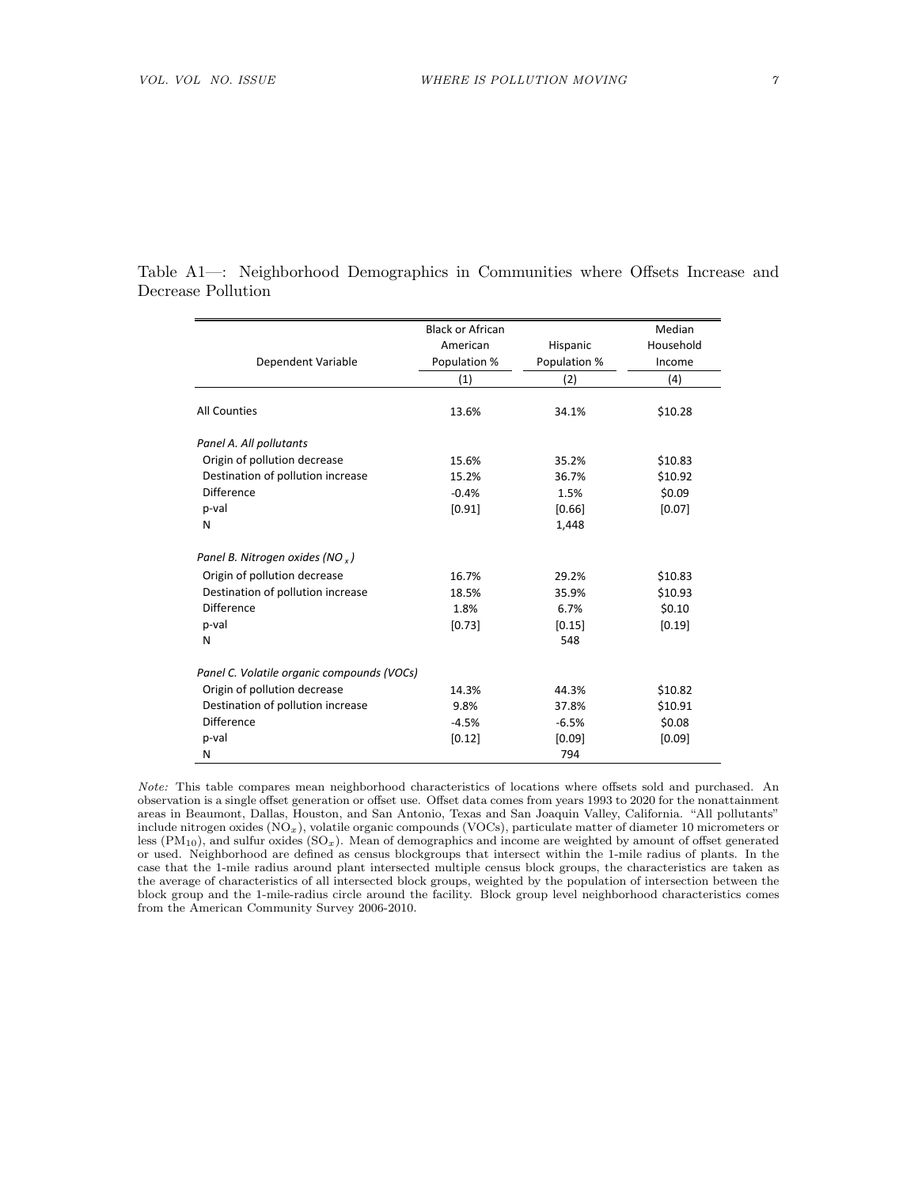Table A1—: Neighborhood Demographics in Communities where Offsets Increase and Decrease Pollution

| Dependent Variable | Black or African American Population % | Hispanic Population % | Median Household Income |
|---|---|---|---|
| | (1) | (2) | (4) |
| All Counties | 13.6% | 34.1% | $10.28 |
| *Panel A. All pollutants* | | | |
| Origin of pollution decrease | 15.6% | 35.2% | $10.83 |
| Destination of pollution increase | 15.2% | 36.7% | $10.92 |
| Difference | -0.4% | 1.5% | $0.09 |
| p-val | [0.91] | [0.66] | [0.07] |
| N | | 1,448 | |
| *Panel B. Nitrogen oxides ($NO_x$)* | | | |
| Origin of pollution decrease | 16.7% | 29.2% | $10.83 |
| Destination of pollution increase | 18.5% | 35.9% | $10.93 |
| Difference | 1.8% | 6.7% | $0.10 |
| p-val | [0.73] | [0.15] | [0.19] |
| N | | 548 | |
| *Panel C. Volatile organic compounds (VOCs)* | | | |
| Origin of pollution decrease | 14.3% | 44.3% | $10.82 |
| Destination of pollution increase | 9.8% | 37.8% | $10.91 |
| Difference | -4.5% | -6.5% | $0.08 |
| p-val | [0.12] | [0.09] | [0.09] |
| N | | 794 | |

*Note:* This table compares mean neighborhood characteristics of locations where offsets sold and purchased. An observation is a single offset generation or offset use. Offset data comes from years 1993 to 2020 for the nonattainment areas in Beaumont, Dallas, Houston, and San Antonio, Texas and San Joaquin Valley, California. "All pollutants" include nitrogen oxides ($NO_x$), volatile organic compounds (VOCs), particulate matter of diameter 10 micrometers or less ($PM_{10}$), and sulfur oxides ($SO_x$). Mean of demographics and income are weighted by amount of offset generated or used. Neighborhood are defined as census blockgroups that intersect within the 1-mile radius of plants. In the case that the 1-mile radius around plant intersected multiple census block groups, the characteristics are taken as the average of characteristics of all intersected block groups, weighted by the population of intersection between the block group and the 1-mile-radius circle around the facility. Block group level neighborhood characteristics comes from the American Community Survey 2006-2010.